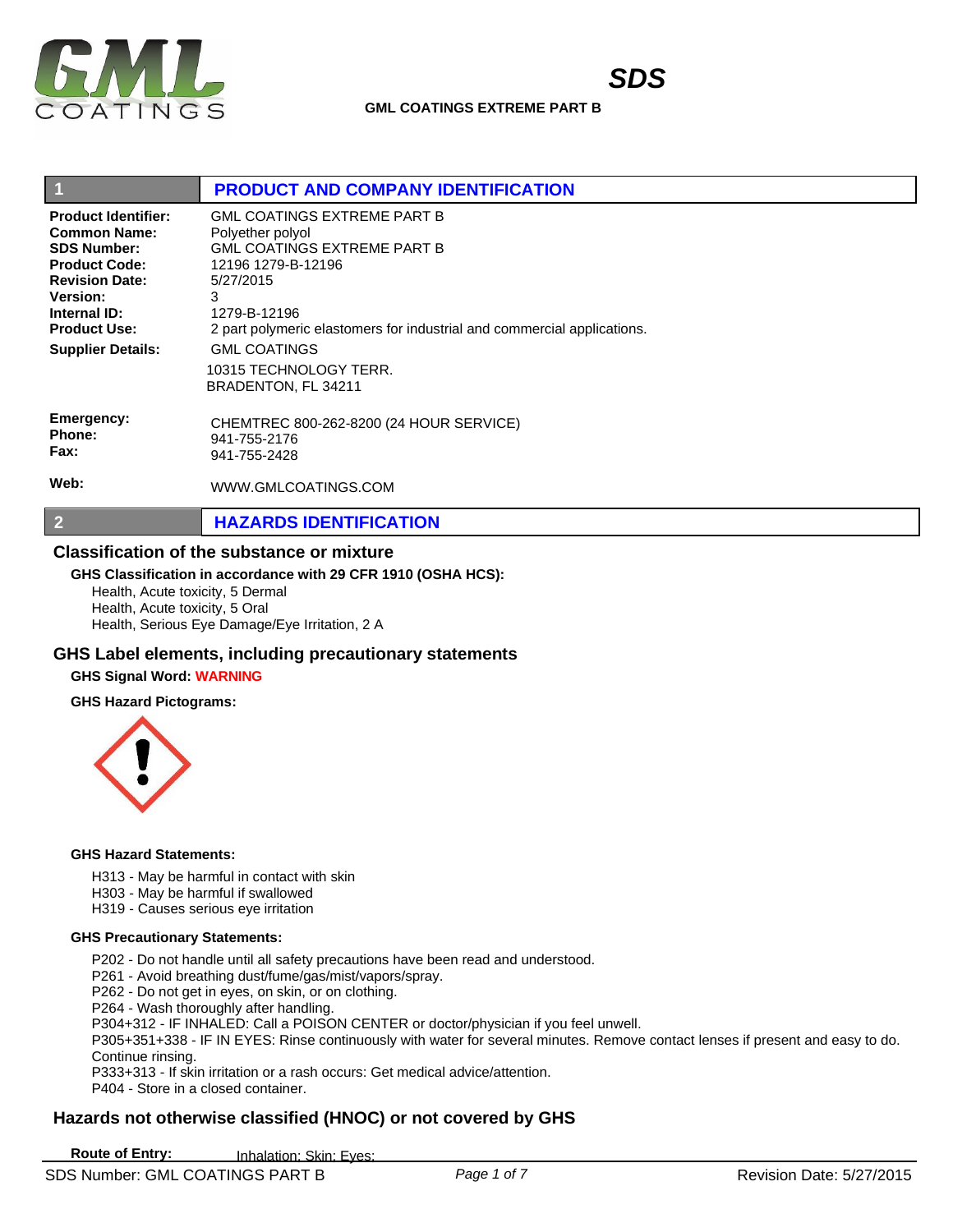# SDS

**GML COATINGS EXTREME PART B**

## 1 PRODUCT AND COMPANY IDENTIFICATION

**Product Identifier:** GML COATINGS EXTREME PART B
**Common Name:** Polyether polyol
**SDS Number:** GML COATINGS EXTREME PART B
**Product Code:** 12196 1279-B-12196
**Revision Date:** 5/27/2015
**Version:** 3
**Internal ID:** 1279-B-12196
**Product Use:** 2 part polymeric elastomers for industrial and commercial applications.
**Supplier Details:** GML COATINGS
10315 TECHNOLOGY TERR.
BRADENTON, FL 34211

**Emergency:** CHEMTREC 800-262-8200 (24 HOUR SERVICE)
**Phone:** 941-755-2176
**Fax:** 941-755-2428

**Web:** WWW.GMLCOATINGS.COM

## 2 HAZARDS IDENTIFICATION

### Classification of the substance or mixture

**GHS Classification in accordance with 29 CFR 1910 (OSHA HCS):**

Health, Acute toxicity, 5 Dermal
Health, Acute toxicity, 5 Oral
Health, Serious Eye Damage/Eye Irritation, 2 A

### GHS Label elements, including precautionary statements

**GHS Signal Word:** WARNING

**GHS Hazard Pictograms:**

**GHS Hazard Statements:**

H313 - May be harmful in contact with skin
H303 - May be harmful if swallowed
H319 - Causes serious eye irritation

**GHS Precautionary Statements:**

P202 - Do not handle until all safety precautions have been read and understood.
P261 - Avoid breathing dust/fume/gas/mist/vapors/spray.
P262 - Do not get in eyes, on skin, or on clothing.
P264 - Wash thoroughly after handling.
P304+312 - IF INHALED: Call a POISON CENTER or doctor/physician if you feel unwell.
P305+351+338 - IF IN EYES: Rinse continuously with water for several minutes. Remove contact lenses if present and easy to do. Continue rinsing.
P333+313 - If skin irritation or a rash occurs: Get medical advice/attention.
P404 - Store in a closed container.

### Hazards not otherwise classified (HNOC) or not covered by GHS

**Route of Entry:** Inhalation; Skin; Eyes;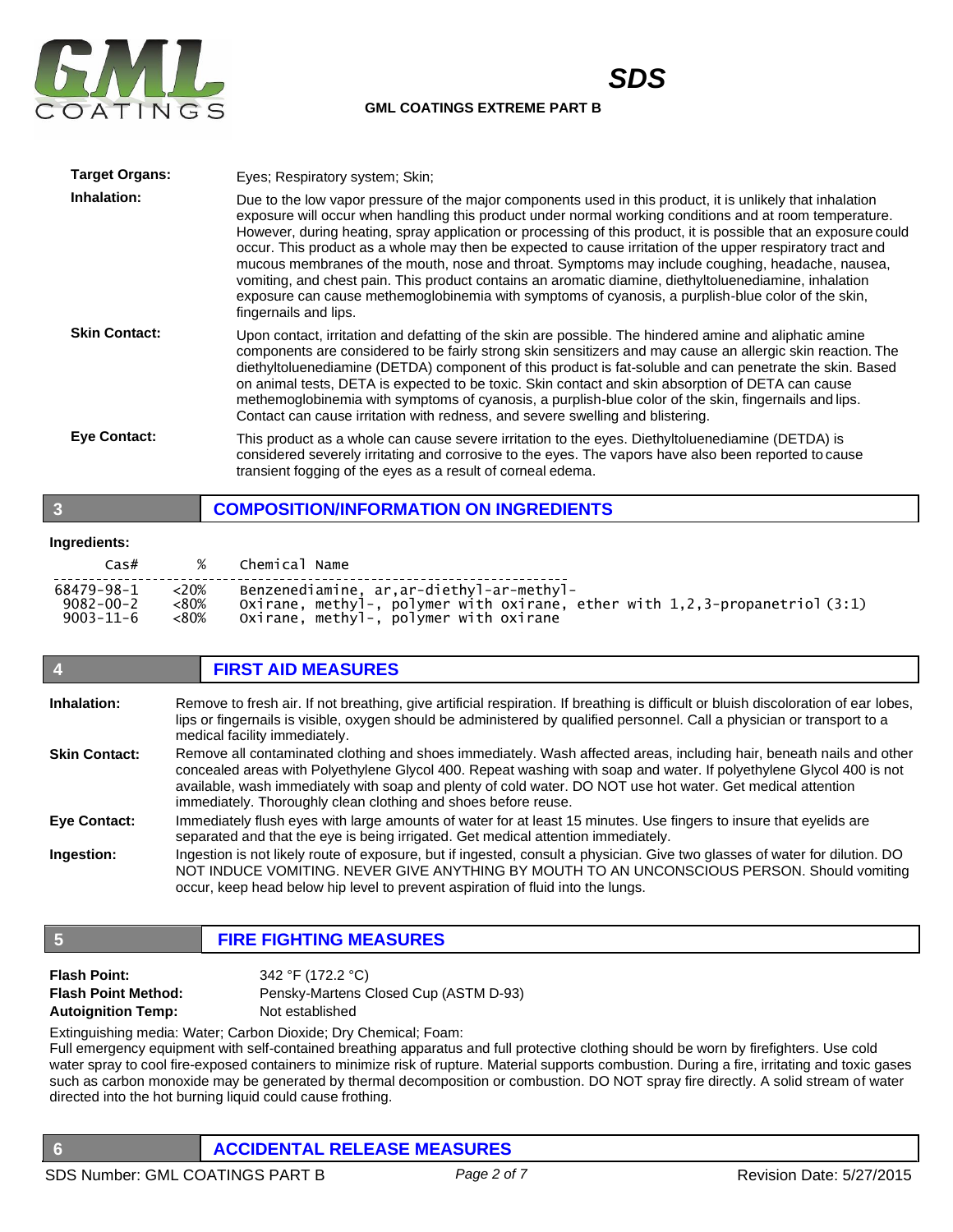**Target Organs:** Eyes; Respiratory system; Skin;

**Inhalation:** Due to the low vapor pressure of the major components used in this product, it is unlikely that inhalation exposure will occur when handling this product under normal working conditions and at room temperature. However, during heating, spray application or processing of this product, it is possible that an exposure could occur. This product as a whole may then be expected to cause irritation of the upper respiratory tract and mucous membranes of the mouth, nose and throat. Symptoms may include coughing, headache, nausea, vomiting, and chest pain. This product contains an aromatic diamine, diethyltoluenediamine, inhalation exposure can cause methemoglobinemia with symptoms of cyanosis, a purplish-blue color of the skin, fingernails and lips.

**Skin Contact:** Upon contact, irritation and defatting of the skin are possible. The hindered amine and aliphatic amine components are considered to be fairly strong skin sensitizers and may cause an allergic skin reaction. The diethyltoluenediamine (DETDA) component of this product is fat-soluble and can penetrate the skin. Based on animal tests, DETA is expected to be toxic. Skin contact and skin absorption of DETA can cause methemoglobinemia with symptoms of cyanosis, a purplish-blue color of the skin, fingernails and lips. Contact can cause irritation with redness, and severe swelling and blistering.

**Eye Contact:** This product as a whole can cause severe irritation to the eyes. Diethyltoluenediamine (DETDA) is considered severely irritating and corrosive to the eyes. The vapors have also been reported to cause transient fogging of the eyes as a result of corneal edema.

## 3 COMPOSITION/INFORMATION ON INGREDIENTS

**Ingredients:**

| Cas# | % | Chemical Name |
|---|---|---|
| 68479-98-1 | <20% | Benzenediamine, ar,ar-diethyl-ar-methyl- |
| 9082-00-2 | <80% | Oxirane, methyl-, polymer with oxirane, ether with 1,2,3-propanetriol (3:1) |
| 9003-11-6 | <80% | Oxirane, methyl-, polymer with oxirane |

## 4 FIRST AID MEASURES

**Inhalation:** Remove to fresh air. If not breathing, give artificial respiration. If breathing is difficult or bluish discoloration of ear lobes, lips or fingernails is visible, oxygen should be administered by qualified personnel. Call a physician or transport to a medical facility immediately.

**Skin Contact:** Remove all contaminated clothing and shoes immediately. Wash affected areas, including hair, beneath nails and other concealed areas with Polyethylene Glycol 400. Repeat washing with soap and water. If polyethylene Glycol 400 is not available, wash immediately with soap and plenty of cold water. DO NOT use hot water. Get medical attention immediately. Thoroughly clean clothing and shoes before reuse.

**Eye Contact:** Immediately flush eyes with large amounts of water for at least 15 minutes. Use fingers to insure that eyelids are separated and that the eye is being irrigated. Get medical attention immediately.

**Ingestion:** Ingestion is not likely route of exposure, but if ingested, consult a physician. Give two glasses of water for dilution. DO NOT INDUCE VOMITING. NEVER GIVE ANYTHING BY MOUTH TO AN UNCONSCIOUS PERSON. Should vomiting occur, keep head below hip level to prevent aspiration of fluid into the lungs.

## 5 FIRE FIGHTING MEASURES

**Flash Point:** 342 °F (172.2 °C)
**Flash Point Method:** Pensky-Martens Closed Cup (ASTM D-93)
**Autoignition Temp:** Not established

Extinguishing media: Water; Carbon Dioxide; Dry Chemical; Foam:
Full emergency equipment with self-contained breathing apparatus and full protective clothing should be worn by firefighters. Use cold water spray to cool fire-exposed containers to minimize risk of rupture. Material supports combustion. During a fire, irritating and toxic gases such as carbon monoxide may be generated by thermal decomposition or combustion. DO NOT spray fire directly. A solid stream of water directed into the hot burning liquid could cause frothing.

## 6 ACCIDENTAL RELEASE MEASURES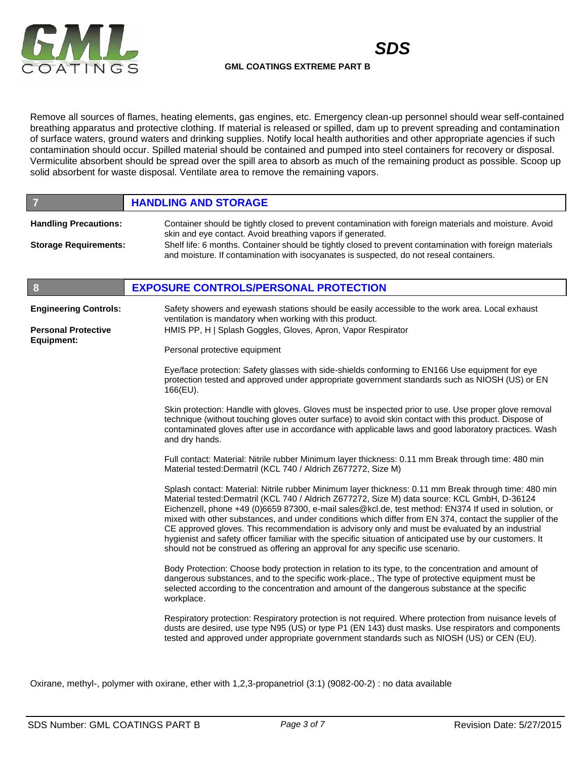Remove all sources of flames, heating elements, gas engines, etc. Emergency clean-up personnel should wear self-contained breathing apparatus and protective clothing. If material is released or spilled, dam up to prevent spreading and contamination of surface waters, ground waters and drinking supplies. Notify local health authorities and other appropriate agencies if such contamination should occur. Spilled material should be contained and pumped into steel containers for recovery or disposal. Vermiculite absorbent should be spread over the spill area to absorb as much of the remaining product as possible. Scoop up solid absorbent for waste disposal. Ventilate area to remove the remaining vapors.

## 7 HANDLING AND STORAGE

**Handling Precautions:** Container should be tightly closed to prevent contamination with foreign materials and moisture. Avoid skin and eye contact. Avoid breathing vapors if generated.

**Storage Requirements:** Shelf life: 6 months. Container should be tightly closed to prevent contamination with foreign materials and moisture. If contamination with isocyanates is suspected, do not reseal containers.

## 8 EXPOSURE CONTROLS/PERSONAL PROTECTION

**Engineering Controls:** Safety showers and eyewash stations should be easily accessible to the work area. Local exhaust ventilation is mandatory when working with this product.

**Personal Protective Equipment:** HMIS PP, H | Splash Goggles, Gloves, Apron, Vapor Respirator

Personal protective equipment

Eye/face protection: Safety glasses with side-shields conforming to EN166 Use equipment for eye protection tested and approved under appropriate government standards such as NIOSH (US) or EN 166(EU).

Skin protection: Handle with gloves. Gloves must be inspected prior to use. Use proper glove removal technique (without touching gloves outer surface) to avoid skin contact with this product. Dispose of contaminated gloves after use in accordance with applicable laws and good laboratory practices. Wash and dry hands.

Full contact: Material: Nitrile rubber Minimum layer thickness: 0.11 mm Break through time: 480 min Material tested:Dermatril (KCL 740 / Aldrich Z677272, Size M)

Splash contact: Material: Nitrile rubber Minimum layer thickness: 0.11 mm Break through time: 480 min Material tested:Dermatril (KCL 740 / Aldrich Z677272, Size M) data source: KCL GmbH, D-36124 Eichenzell, phone +49 (0)6659 87300, e-mail sales@kcl.de, test method: EN374 If used in solution, or mixed with other substances, and under conditions which differ from EN 374, contact the supplier of the CE approved gloves. This recommendation is advisory only and must be evaluated by an industrial hygienist and safety officer familiar with the specific situation of anticipated use by our customers. It should not be construed as offering an approval for any specific use scenario.

Body Protection: Choose body protection in relation to its type, to the concentration and amount of dangerous substances, and to the specific work-place., The type of protective equipment must be selected according to the concentration and amount of the dangerous substance at the specific workplace.

Respiratory protection: Respiratory protection is not required. Where protection from nuisance levels of dusts are desired, use type N95 (US) or type P1 (EN 143) dust masks. Use respirators and components tested and approved under appropriate government standards such as NIOSH (US) or CEN (EU).

Oxirane, methyl-, polymer with oxirane, ether with 1,2,3-propanetriol (3:1) (9082-00-2) : no data available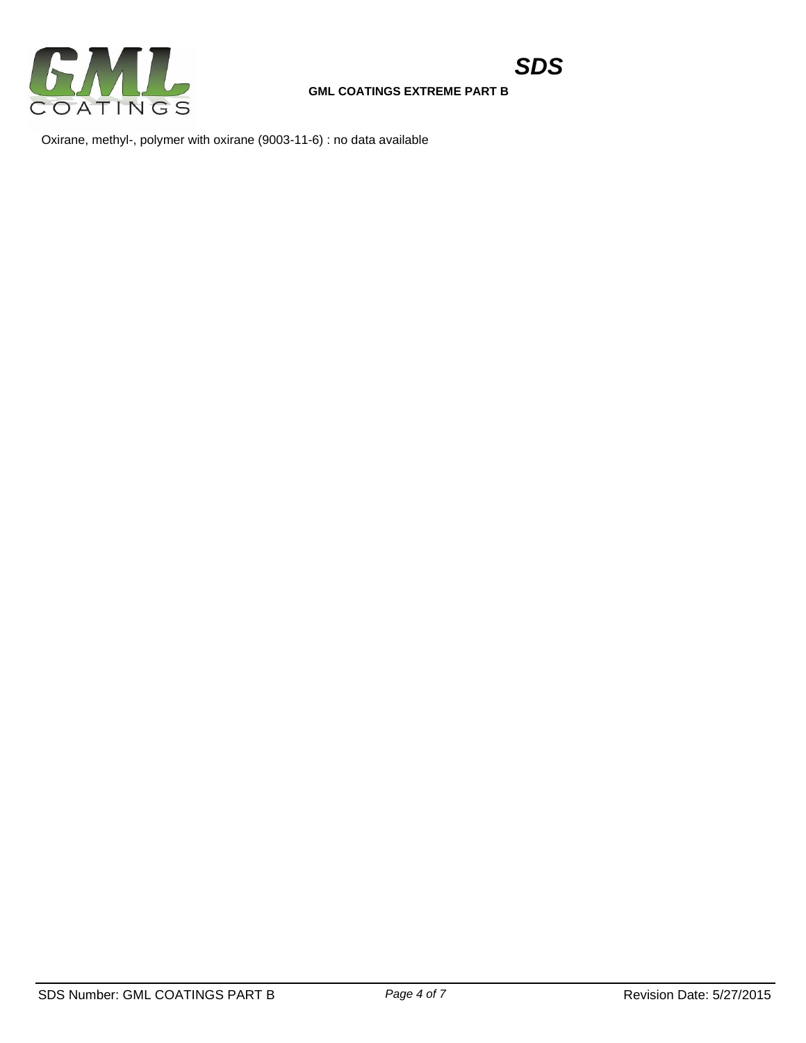Oxirane, methyl-, polymer with oxirane (9003-11-6) : no data available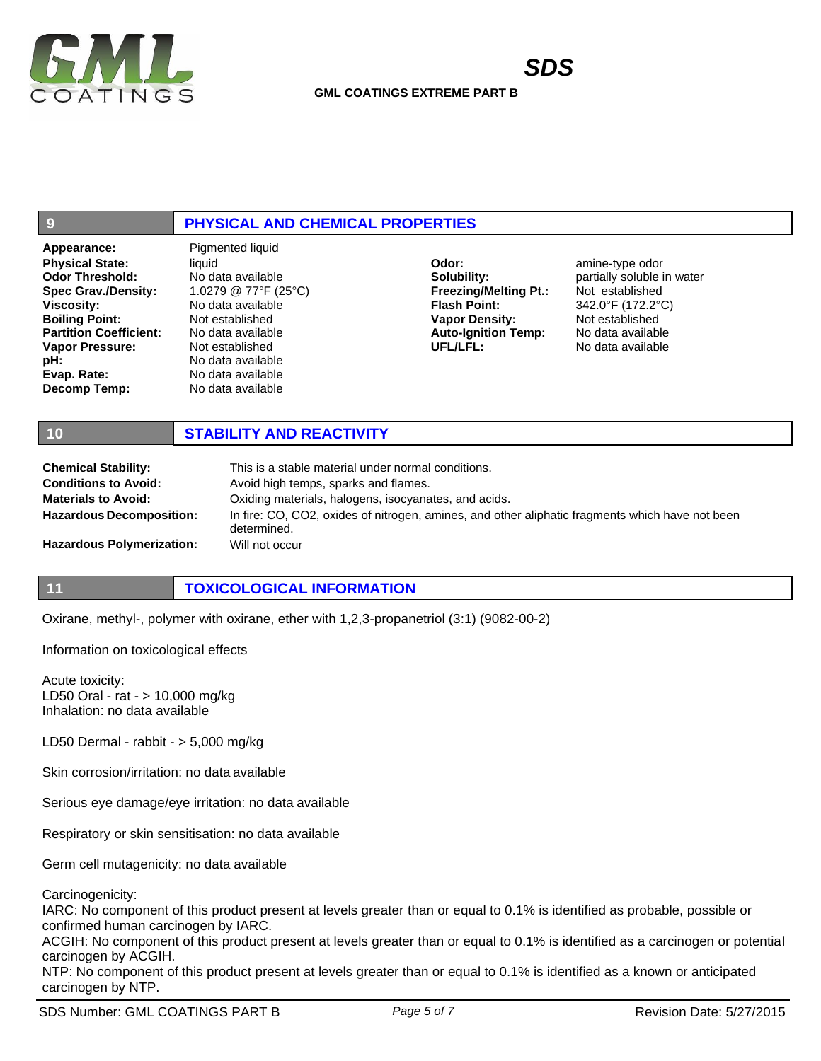## 9 PHYSICAL AND CHEMICAL PROPERTIES

| | | | |
|---|---|---|---|
| **Appearance:** | Pigmented liquid | | |
| **Physical State:** | liquid | **Odor:** | amine-type odor |
| **Odor Threshold:** | No data available | **Solubility:** | partially soluble in water |
| **Spec Grav./Density:** | 1.0279 @ 77°F (25°C) | **Freezing/Melting Pt.:** | Not established |
| **Viscosity:** | No data available | **Flash Point:** | 342.0°F (172.2°C) |
| **Boiling Point:** | Not established | **Vapor Density:** | Not established |
| **Partition Coefficient:** | No data available | **Auto-Ignition Temp:** | No data available |
| **Vapor Pressure:** | Not established | **UFL/LFL:** | No data available |
| **pH:** | No data available | | |
| **Evap. Rate:** | No data available | | |
| **Decomp Temp:** | No data available | | |

## 10 STABILITY AND REACTIVITY

| | |
|---|---|
| **Chemical Stability:** | This is a stable material under normal conditions. |
| **Conditions to Avoid:** | Avoid high temps, sparks and flames. |
| **Materials to Avoid:** | Oxiding materials, halogens, isocyanates, and acids. |
| **Hazardous Decomposition:** | In fire: CO, $CO_2$, oxides of nitrogen, amines, and other aliphatic fragments which have not been determined. |
| **Hazardous Polymerization:** | Will not occur |

## 11 TOXICOLOGICAL INFORMATION

Oxirane, methyl-, polymer with oxirane, ether with 1,2,3-propanetriol (3:1) (9082-00-2)

Information on toxicological effects

Acute toxicity:
LD50 Oral - rat - > 10,000 mg/kg
Inhalation: no data available

LD50 Dermal - rabbit - > 5,000 mg/kg

Skin corrosion/irritation: no data available

Serious eye damage/eye irritation: no data available

Respiratory or skin sensitisation: no data available

Germ cell mutagenicity: no data available

Carcinogenicity:
IARC: No component of this product present at levels greater than or equal to 0.1% is identified as probable, possible or confirmed human carcinogen by IARC.
ACGIH: No component of this product present at levels greater than or equal to 0.1% is identified as a carcinogen or potential carcinogen by ACGIH.
NTP: No component of this product present at levels greater than or equal to 0.1% is identified as a known or anticipated carcinogen by NTP.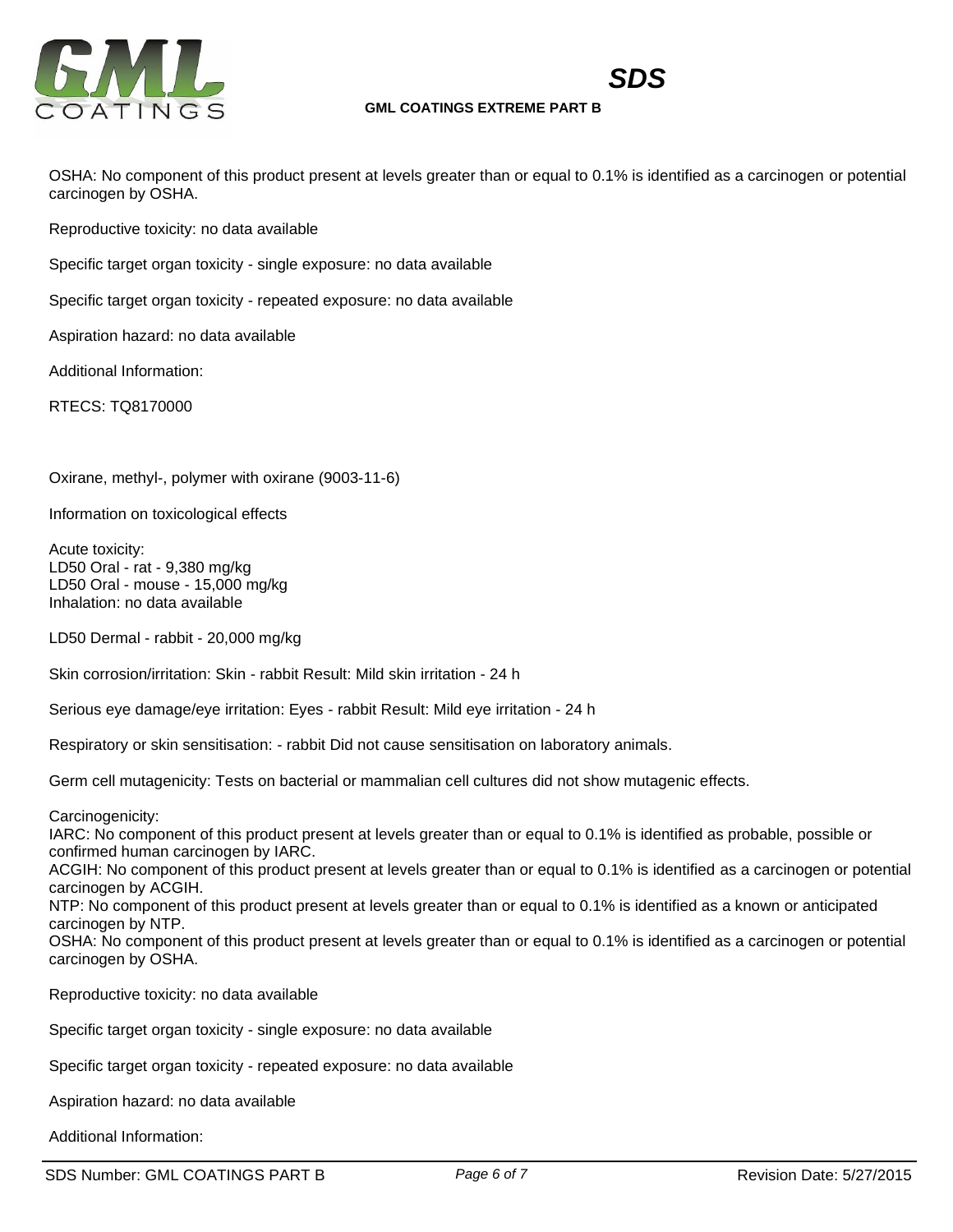OSHA: No component of this product present at levels greater than or equal to 0.1% is identified as a carcinogen or potential carcinogen by OSHA.

Reproductive toxicity: no data available

Specific target organ toxicity - single exposure: no data available

Specific target organ toxicity - repeated exposure: no data available

Aspiration hazard: no data available

Additional Information:

RTECS: TQ8170000

Oxirane, methyl-, polymer with oxirane (9003-11-6)

Information on toxicological effects

Acute toxicity:
LD50 Oral - rat - 9,380 mg/kg
LD50 Oral - mouse - 15,000 mg/kg
Inhalation: no data available

LD50 Dermal - rabbit - 20,000 mg/kg

Skin corrosion/irritation: Skin - rabbit Result: Mild skin irritation - 24 h

Serious eye damage/eye irritation: Eyes - rabbit Result: Mild eye irritation - 24 h

Respiratory or skin sensitisation: - rabbit Did not cause sensitisation on laboratory animals.

Germ cell mutagenicity: Tests on bacterial or mammalian cell cultures did not show mutagenic effects.

Carcinogenicity:
IARC: No component of this product present at levels greater than or equal to 0.1% is identified as probable, possible or confirmed human carcinogen by IARC.
ACGIH: No component of this product present at levels greater than or equal to 0.1% is identified as a carcinogen or potential carcinogen by ACGIH.
NTP: No component of this product present at levels greater than or equal to 0.1% is identified as a known or anticipated carcinogen by NTP.
OSHA: No component of this product present at levels greater than or equal to 0.1% is identified as a carcinogen or potential carcinogen by OSHA.

Reproductive toxicity: no data available

Specific target organ toxicity - single exposure: no data available

Specific target organ toxicity - repeated exposure: no data available

Aspiration hazard: no data available

Additional Information: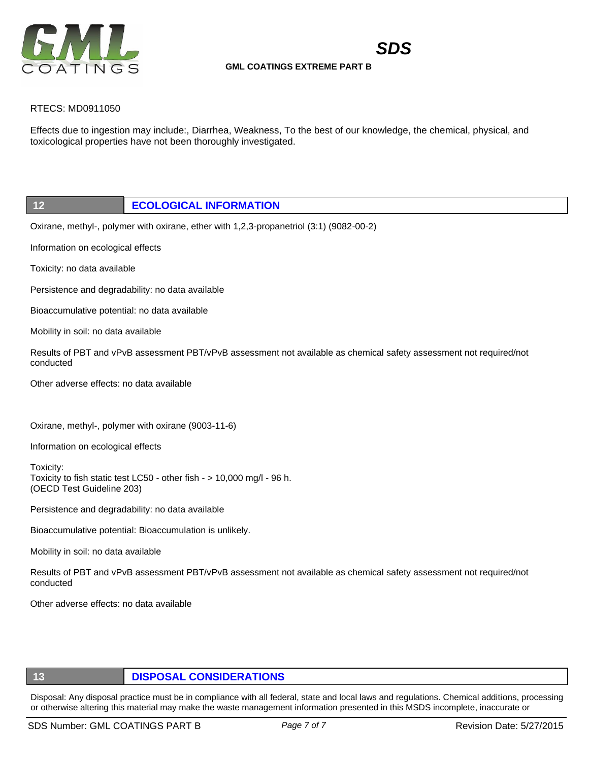RTECS: MD0911050

Effects due to ingestion may include:, Diarrhea, Weakness, To the best of our knowledge, the chemical, physical, and toxicological properties have not been thoroughly investigated.

## 12 ECOLOGICAL INFORMATION

Oxirane, methyl-, polymer with oxirane, ether with 1,2,3-propanetriol (3:1) (9082-00-2)

Information on ecological effects

Toxicity: no data available

Persistence and degradability: no data available

Bioaccumulative potential: no data available

Mobility in soil: no data available

Results of PBT and vPvB assessment PBT/vPvB assessment not available as chemical safety assessment not required/not conducted

Other adverse effects: no data available

Oxirane, methyl-, polymer with oxirane (9003-11-6)

Information on ecological effects

Toxicity:
Toxicity to fish static test LC50 - other fish - > 10,000 mg/l - 96 h.
(OECD Test Guideline 203)

Persistence and degradability: no data available

Bioaccumulative potential: Bioaccumulation is unlikely.

Mobility in soil: no data available

Results of PBT and vPvB assessment PBT/vPvB assessment not available as chemical safety assessment not required/not conducted

Other adverse effects: no data available

## 13 DISPOSAL CONSIDERATIONS

Disposal: Any disposal practice must be in compliance with all federal, state and local laws and regulations. Chemical additions, processing or otherwise altering this material may make the waste management information presented in this MSDS incomplete, inaccurate or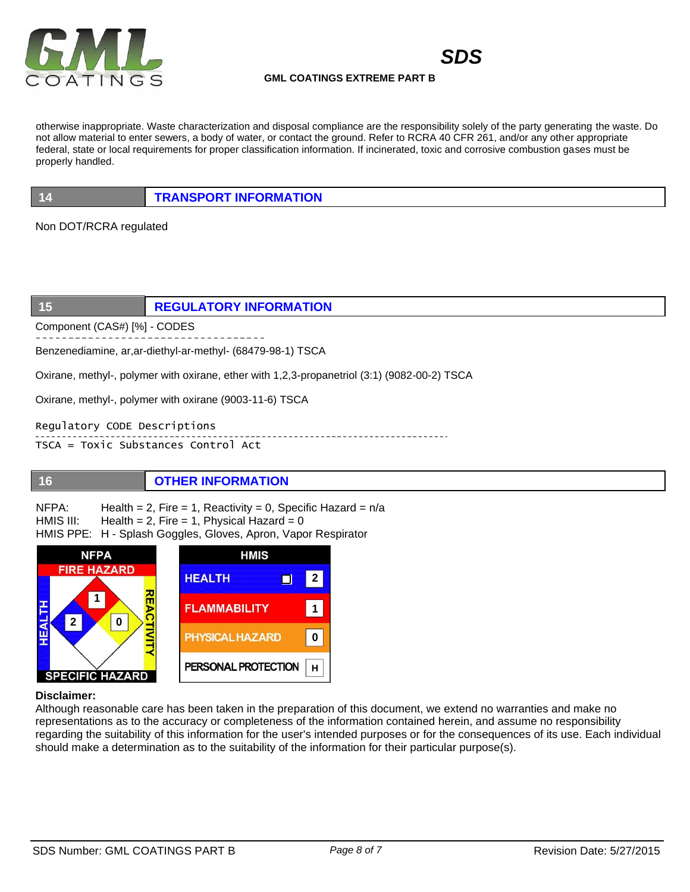otherwise inappropriate. Waste characterization and disposal compliance are the responsibility solely of the party generating the waste. Do not allow material to enter sewers, a body of water, or contact the ground. Refer to RCRA 40 CFR 261, and/or any other appropriate federal, state or local requirements for proper classification information. If incinerated, toxic and corrosive combustion gases must be properly handled.

## 14 TRANSPORT INFORMATION

Non DOT/RCRA regulated

## 15 REGULATORY INFORMATION

Component (CAS#) [%] - CODES

-----------------------------------

Benzenediamine, ar,ar-diethyl-ar-methyl- (68479-98-1) TSCA

Oxirane, methyl-, polymer with oxirane, ether with 1,2,3-propanetriol (3:1) (9082-00-2) TSCA

Oxirane, methyl-, polymer with oxirane (9003-11-6) TSCA

```
Regulatory CODE Descriptions
----------------------------------------------------------------------------------
TSCA = Toxic Substances Control Act
```

## 16 OTHER INFORMATION

NFPA: Health = 2, Fire = 1, Reactivity = 0, Specific Hazard = n/a
HMIS III: Health = 2, Fire = 1, Physical Hazard = 0
HMIS PPE: H - Splash Goggles, Gloves, Apron, Vapor Respirator

NFPA
FIRE HAZARD 1
HEALTH 2
REACTIVITY 0
SPECIFIC HAZARD

| HMIS | |
|---|---|
| HEALTH | 2 |
| FLAMMABILITY | 1 |
| PHYSICAL HAZARD | 0 |
| PERSONAL PROTECTION | H |

**Disclaimer:**
Although reasonable care has been taken in the preparation of this document, we extend no warranties and make no representations as to the accuracy or completeness of the information contained herein, and assume no responsibility regarding the suitability of this information for the user's intended purposes or for the consequences of its use. Each individual should make a determination as to the suitability of the information for their particular purpose(s).